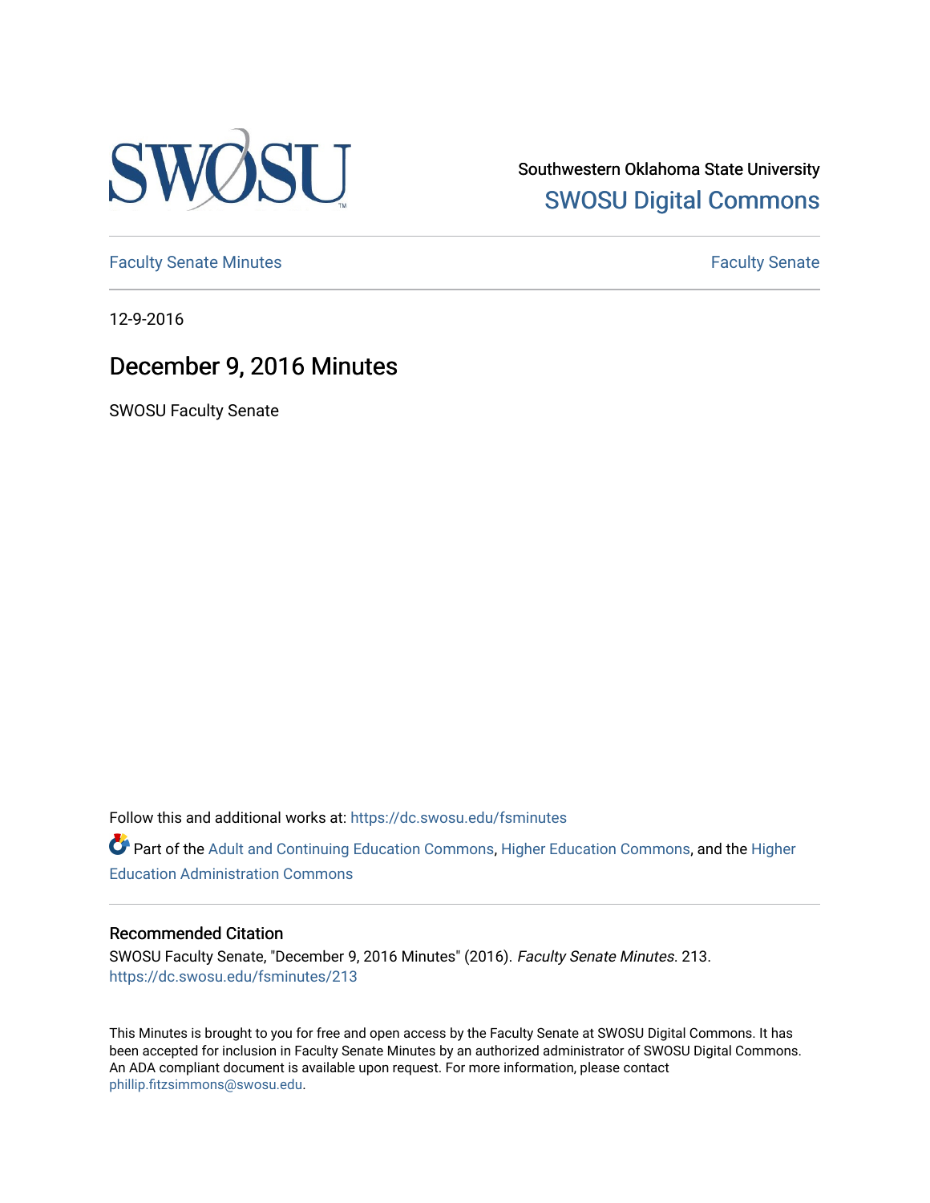Southwestern Oklahoma State University

SWOSU Digital Commons

Faculty Senate Minutes | Faculty Senate

12-9-2016

# December 9, 2016 Minutes

SWOSU Faculty Senate

Follow this and additional works at: https://dc.swosu.edu/fsminutes

Part of the Adult and Continuing Education Commons, Higher Education Commons, and the Higher Education Administration Commons

## Recommended Citation

SWOSU Faculty Senate, "December 9, 2016 Minutes" (2016). *Faculty Senate Minutes*. 213.
https://dc.swosu.edu/fsminutes/213

This Minutes is brought to you for free and open access by the Faculty Senate at SWOSU Digital Commons. It has been accepted for inclusion in Faculty Senate Minutes by an authorized administrator of SWOSU Digital Commons. An ADA compliant document is available upon request. For more information, please contact phillip.fitzsimmons@swosu.edu.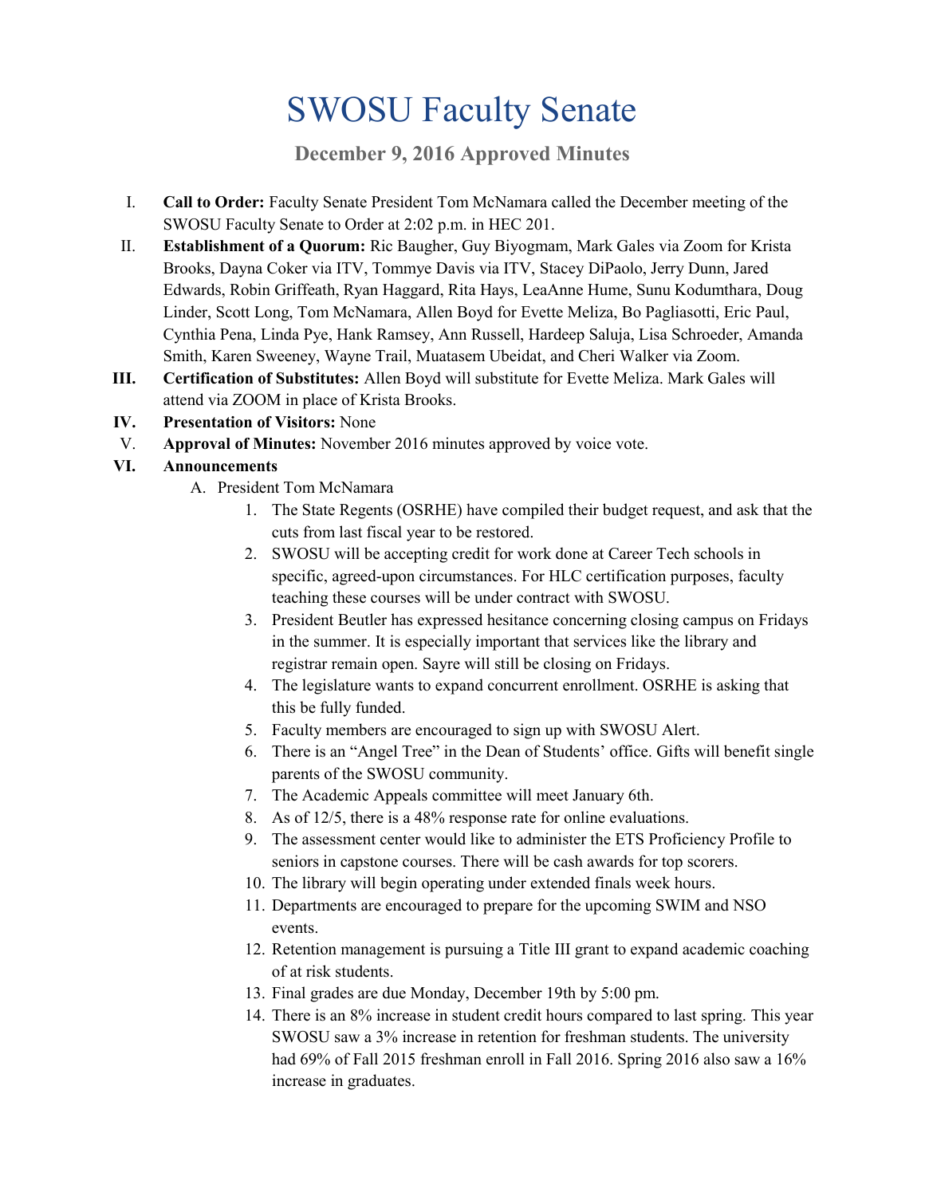# SWOSU Faculty Senate

## December 9, 2016 Approved Minutes

I. **Call to Order:** Faculty Senate President Tom McNamara called the December meeting of the SWOSU Faculty Senate to Order at 2:02 p.m. in HEC 201.

II. **Establishment of a Quorum:** Ric Baugher, Guy Biyogmam, Mark Gales via Zoom for Krista Brooks, Dayna Coker via ITV, Tommye Davis via ITV, Stacey DiPaolo, Jerry Dunn, Jared Edwards, Robin Griffeath, Ryan Haggard, Rita Hays, LeaAnne Hume, Sunu Kodumthara, Doug Linder, Scott Long, Tom McNamara, Allen Boyd for Evette Meliza, Bo Pagliasotti, Eric Paul, Cynthia Pena, Linda Pye, Hank Ramsey, Ann Russell, Hardeep Saluja, Lisa Schroeder, Amanda Smith, Karen Sweeney, Wayne Trail, Muatasem Ubeidat, and Cheri Walker via Zoom.

**III.** **Certification of Substitutes:** Allen Boyd will substitute for Evette Meliza. Mark Gales will attend via ZOOM in place of Krista Brooks.

**IV.** **Presentation of Visitors:** None

V. **Approval of Minutes:** November 2016 minutes approved by voice vote.

**VI.** **Announcements**

A. President Tom McNamara

1. The State Regents (OSRHE) have compiled their budget request, and ask that the cuts from last fiscal year to be restored.
2. SWOSU will be accepting credit for work done at Career Tech schools in specific, agreed-upon circumstances. For HLC certification purposes, faculty teaching these courses will be under contract with SWOSU.
3. President Beutler has expressed hesitance concerning closing campus on Fridays in the summer. It is especially important that services like the library and registrar remain open. Sayre will still be closing on Fridays.
4. The legislature wants to expand concurrent enrollment. OSRHE is asking that this be fully funded.
5. Faculty members are encouraged to sign up with SWOSU Alert.
6. There is an "Angel Tree" in the Dean of Students' office. Gifts will benefit single parents of the SWOSU community.
7. The Academic Appeals committee will meet January 6th.
8. As of 12/5, there is a 48% response rate for online evaluations.
9. The assessment center would like to administer the ETS Proficiency Profile to seniors in capstone courses. There will be cash awards for top scorers.
10. The library will begin operating under extended finals week hours.
11. Departments are encouraged to prepare for the upcoming SWIM and NSO events.
12. Retention management is pursuing a Title III grant to expand academic coaching of at risk students.
13. Final grades are due Monday, December 19th by 5:00 pm.
14. There is an 8% increase in student credit hours compared to last spring. This year SWOSU saw a 3% increase in retention for freshman students. The university had 69% of Fall 2015 freshman enroll in Fall 2016. Spring 2016 also saw a 16% increase in graduates.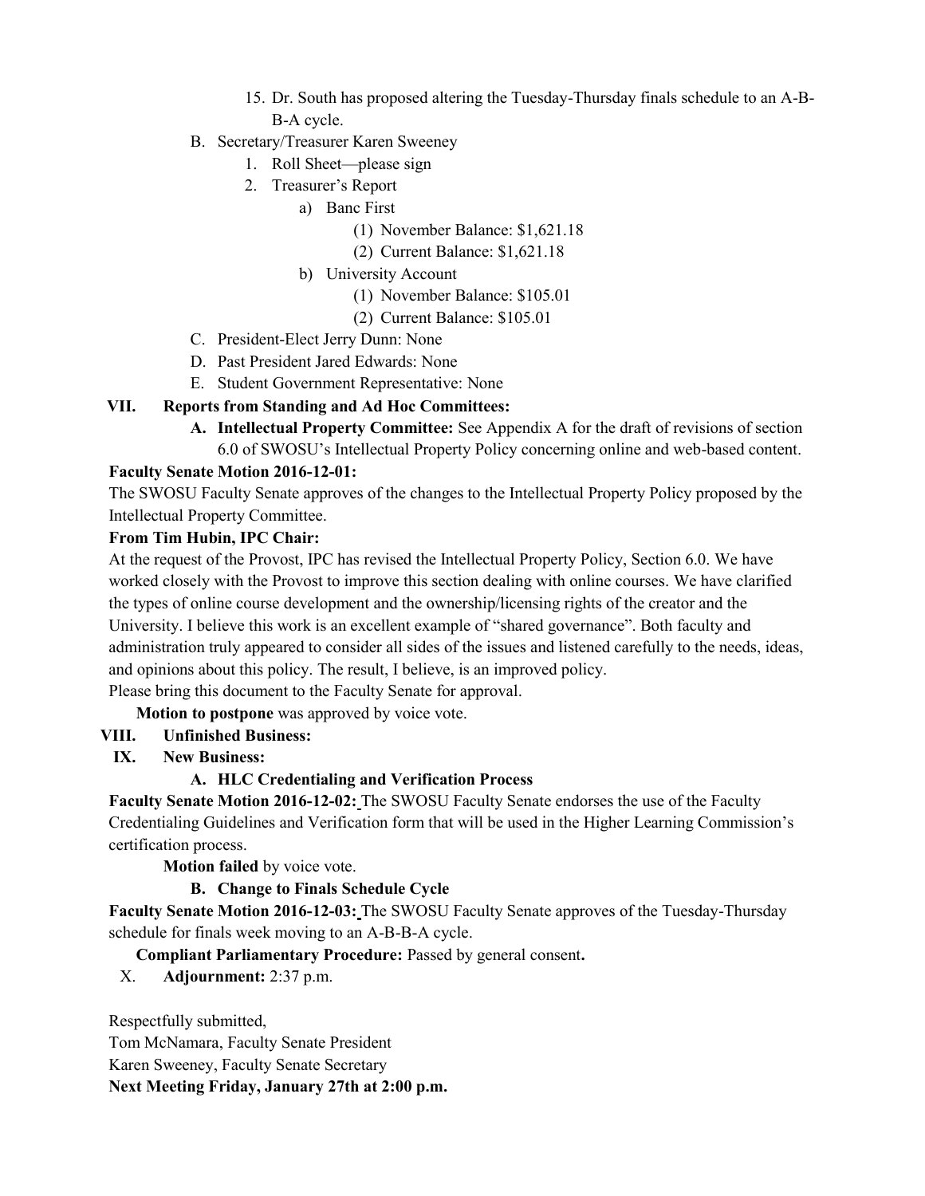15. Dr. South has proposed altering the Tuesday-Thursday finals schedule to an A-B-B-A cycle.

B. Secretary/Treasurer Karen Sweeney
   1. Roll Sheet—please sign
   2. Treasurer's Report
      a) Banc First
         (1) November Balance: $1,621.18
         (2) Current Balance: $1,621.18
      b) University Account
         (1) November Balance: $105.01
         (2) Current Balance: $105.01

C. President-Elect Jerry Dunn: None

D. Past President Jared Edwards: None

E. Student Government Representative: None

**VII. Reports from Standing and Ad Hoc Committees:**

**A. Intellectual Property Committee:** See Appendix A for the draft of revisions of section 6.0 of SWOSU's Intellectual Property Policy concerning online and web-based content.

**Faculty Senate Motion 2016-12-01:**

The SWOSU Faculty Senate approves of the changes to the Intellectual Property Policy proposed by the Intellectual Property Committee.

**From Tim Hubin, IPC Chair:**

At the request of the Provost, IPC has revised the Intellectual Property Policy, Section 6.0. We have worked closely with the Provost to improve this section dealing with online courses. We have clarified the types of online course development and the ownership/licensing rights of the creator and the University. I believe this work is an excellent example of "shared governance". Both faculty and administration truly appeared to consider all sides of the issues and listened carefully to the needs, ideas, and opinions about this policy. The result, I believe, is an improved policy.

Please bring this document to the Faculty Senate for approval.

**Motion to postpone** was approved by voice vote.

**VIII. Unfinished Business:**

**IX. New Business:**

**A. HLC Credentialing and Verification Process**

**Faculty Senate Motion 2016-12-02:** The SWOSU Faculty Senate endorses the use of the Faculty Credentialing Guidelines and Verification form that will be used in the Higher Learning Commission's certification process.

**Motion failed** by voice vote.

**B. Change to Finals Schedule Cycle**

**Faculty Senate Motion 2016-12-03:** The SWOSU Faculty Senate approves of the Tuesday-Thursday schedule for finals week moving to an A-B-B-A cycle.

**Compliant Parliamentary Procedure:** Passed by general consent**.**

X. **Adjournment:** 2:37 p.m.

Respectfully submitted,

Tom McNamara, Faculty Senate President

Karen Sweeney, Faculty Senate Secretary

**Next Meeting Friday, January 27th at 2:00 p.m.**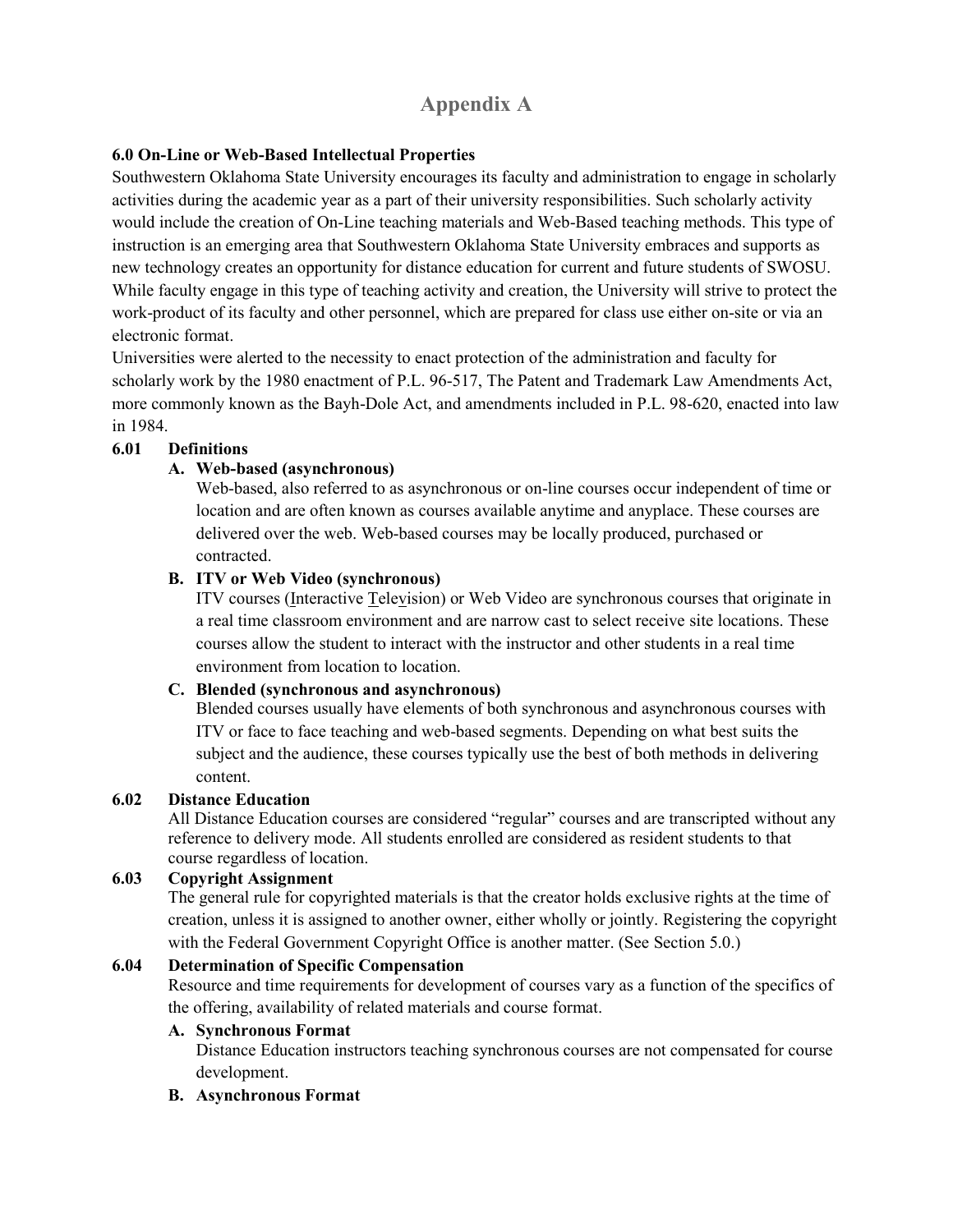# Appendix A

**6.0 On-Line or Web-Based Intellectual Properties**

Southwestern Oklahoma State University encourages its faculty and administration to engage in scholarly activities during the academic year as a part of their university responsibilities. Such scholarly activity would include the creation of On-Line teaching materials and Web-Based teaching methods. This type of instruction is an emerging area that Southwestern Oklahoma State University embraces and supports as new technology creates an opportunity for distance education for current and future students of SWOSU. While faculty engage in this type of teaching activity and creation, the University will strive to protect the work-product of its faculty and other personnel, which are prepared for class use either on-site or via an electronic format.

Universities were alerted to the necessity to enact protection of the administration and faculty for scholarly work by the 1980 enactment of P.L. 96-517, The Patent and Trademark Law Amendments Act, more commonly known as the Bayh-Dole Act, and amendments included in P.L. 98-620, enacted into law in 1984.

**6.01 Definitions**

**A. Web-based (asynchronous)**

Web-based, also referred to as asynchronous or on-line courses occur independent of time or location and are often known as courses available anytime and anyplace. These courses are delivered over the web. Web-based courses may be locally produced, purchased or contracted.

**B. ITV or Web Video (synchronous)**

ITV courses (Interactive Television) or Web Video are synchronous courses that originate in a real time classroom environment and are narrow cast to select receive site locations. These courses allow the student to interact with the instructor and other students in a real time environment from location to location.

**C. Blended (synchronous and asynchronous)**

Blended courses usually have elements of both synchronous and asynchronous courses with ITV or face to face teaching and web-based segments. Depending on what best suits the subject and the audience, these courses typically use the best of both methods in delivering content.

**6.02 Distance Education**

All Distance Education courses are considered "regular" courses and are transcripted without any reference to delivery mode. All students enrolled are considered as resident students to that course regardless of location.

**6.03 Copyright Assignment**

The general rule for copyrighted materials is that the creator holds exclusive rights at the time of creation, unless it is assigned to another owner, either wholly or jointly. Registering the copyright with the Federal Government Copyright Office is another matter. (See Section 5.0.)

**6.04 Determination of Specific Compensation**

Resource and time requirements for development of courses vary as a function of the specifics of the offering, availability of related materials and course format.

**A. Synchronous Format**

Distance Education instructors teaching synchronous courses are not compensated for course development.

**B. Asynchronous Format**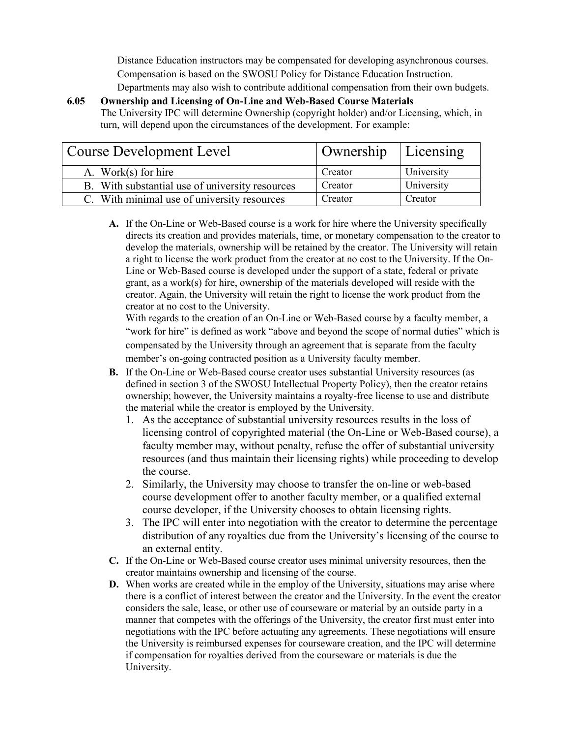Distance Education instructors may be compensated for developing asynchronous courses. Compensation is based on the SWOSU Policy for Distance Education Instruction. Departments may also wish to contribute additional compensation from their own budgets.

**6.05 Ownership and Licensing of On-Line and Web-Based Course Materials**

The University IPC will determine Ownership (copyright holder) and/or Licensing, which, in turn, will depend upon the circumstances of the development. For example:

| Course Development Level | Ownership | Licensing |
|---|---|---|
| A. Work(s) for hire | Creator | University |
| B. With substantial use of university resources | Creator | University |
| C. With minimal use of university resources | Creator | Creator |

**A.** If the On-Line or Web-Based course is a work for hire where the University specifically directs its creation and provides materials, time, or monetary compensation to the creator to develop the materials, ownership will be retained by the creator. The University will retain a right to license the work product from the creator at no cost to the University. If the On-Line or Web-Based course is developed under the support of a state, federal or private grant, as a work(s) for hire, ownership of the materials developed will reside with the creator. Again, the University will retain the right to license the work product from the creator at no cost to the University.

With regards to the creation of an On-Line or Web-Based course by a faculty member, a "work for hire" is defined as work "above and beyond the scope of normal duties" which is compensated by the University through an agreement that is separate from the faculty member's on-going contracted position as a University faculty member.

**B.** If the On-Line or Web-Based course creator uses substantial University resources (as defined in section 3 of the SWOSU Intellectual Property Policy), then the creator retains ownership; however, the University maintains a royalty-free license to use and distribute the material while the creator is employed by the University.

1. As the acceptance of substantial university resources results in the loss of licensing control of copyrighted material (the On-Line or Web-Based course), a faculty member may, without penalty, refuse the offer of substantial university resources (and thus maintain their licensing rights) while proceeding to develop the course.
2. Similarly, the University may choose to transfer the on-line or web-based course development offer to another faculty member, or a qualified external course developer, if the University chooses to obtain licensing rights.
3. The IPC will enter into negotiation with the creator to determine the percentage distribution of any royalties due from the University's licensing of the course to an external entity.

**C.** If the On-Line or Web-Based course creator uses minimal university resources, then the creator maintains ownership and licensing of the course.

**D.** When works are created while in the employ of the University, situations may arise where there is a conflict of interest between the creator and the University. In the event the creator considers the sale, lease, or other use of courseware or material by an outside party in a manner that competes with the offerings of the University, the creator first must enter into negotiations with the IPC before actuating any agreements. These negotiations will ensure the University is reimbursed expenses for courseware creation, and the IPC will determine if compensation for royalties derived from the courseware or materials is due the University.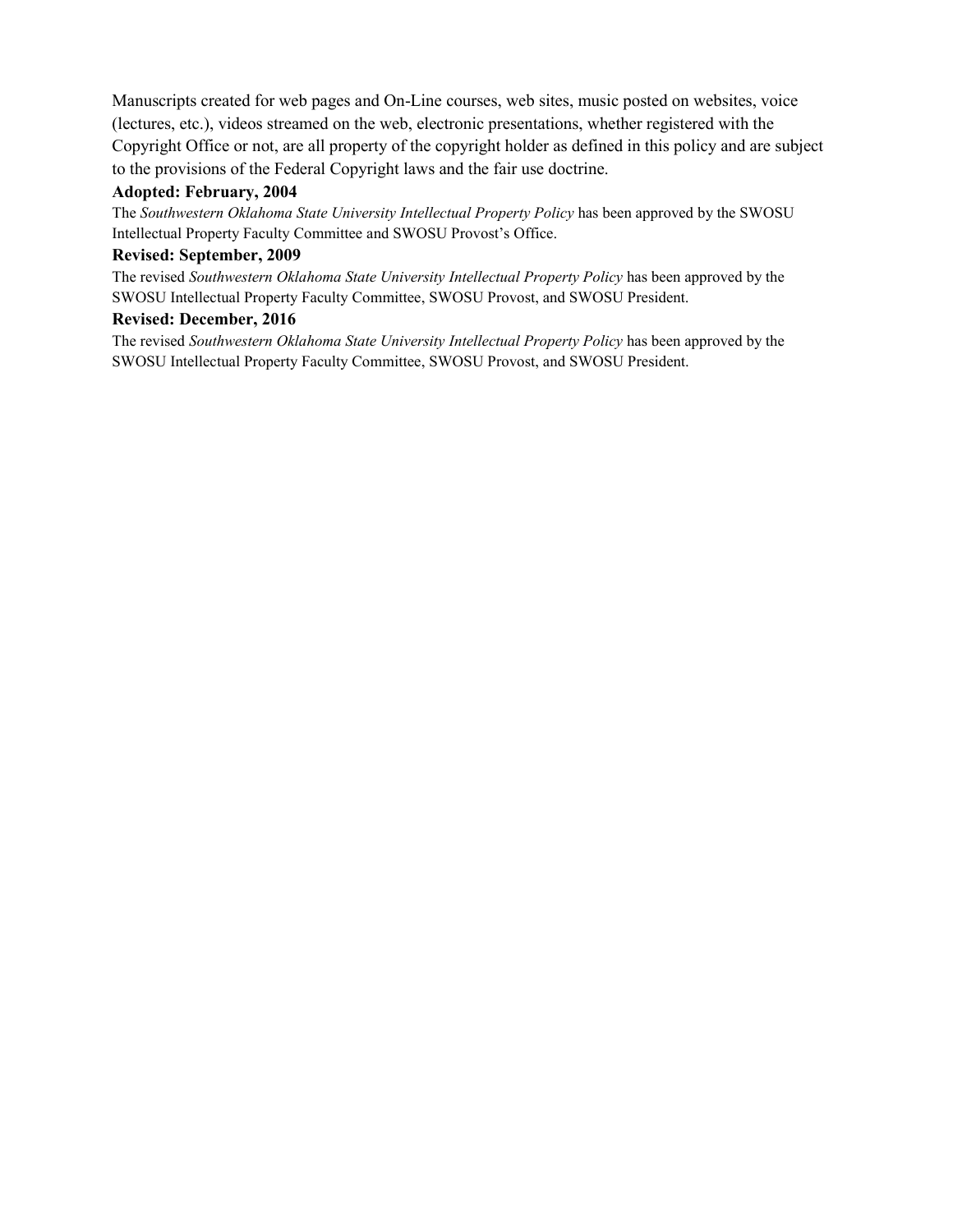Manuscripts created for web pages and On-Line courses, web sites, music posted on websites, voice (lectures, etc.), videos streamed on the web, electronic presentations, whether registered with the Copyright Office or not, are all property of the copyright holder as defined in this policy and are subject to the provisions of the Federal Copyright laws and the fair use doctrine.

**Adopted: February, 2004**

The *Southwestern Oklahoma State University Intellectual Property Policy* has been approved by the SWOSU Intellectual Property Faculty Committee and SWOSU Provost's Office.

**Revised: September, 2009**

The revised *Southwestern Oklahoma State University Intellectual Property Policy* has been approved by the SWOSU Intellectual Property Faculty Committee, SWOSU Provost, and SWOSU President.

**Revised: December, 2016**

The revised *Southwestern Oklahoma State University Intellectual Property Policy* has been approved by the SWOSU Intellectual Property Faculty Committee, SWOSU Provost, and SWOSU President.